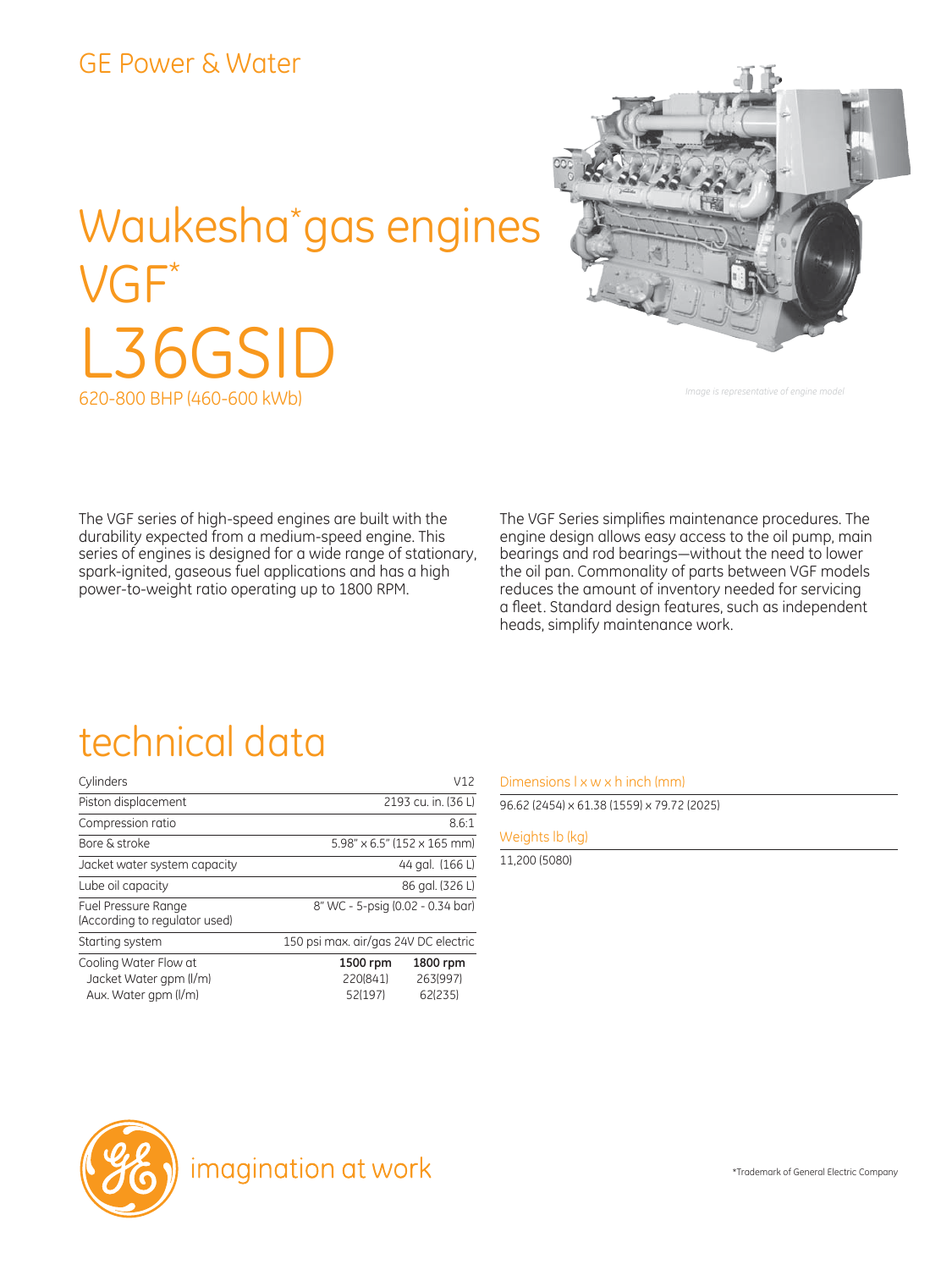GE Power & Water

# Waukesha* gas engines VGF*

# L36GSID

620-800 BHP (460-600 kWb)

*Image is representative of engine model*

The VGF series of high-speed engines are built with the durability expected from a medium-speed engine. This series of engines is designed for a wide range of stationary, spark-ignited, gaseous fuel applications and has a high power-to-weight ratio operating up to 1800 RPM.

The VGF Series simplifies maintenance procedures. The engine design allows easy access to the oil pump, main bearings and rod bearings—without the need to lower the oil pan. Commonality of parts between VGF models reduces the amount of inventory needed for servicing a fleet. Standard design features, such as independent heads, simplify maintenance work.

## technical data

| | | |
|---|---|---|
| Cylinders | V12 | |
| Piston displacement | 2193 cu. in. (36 L) | |
| Compression ratio | 8.6:1 | |
| Bore & stroke | 5.98" x 6.5" (152 x 165 mm) | |
| Jacket water system capacity | 44 gal. (166 L) | |
| Lube oil capacity | 86 gal. (326 L) | |
| Fuel Pressure Range (According to regulator used) | 8" WC - 5-psig (0.02 - 0.34 bar) | |
| Starting system | 150 psi max. air/gas 24V DC electric | |
| Cooling Water Flow at | **1500 rpm** | **1800 rpm** |
| Jacket Water gpm (l/m) | 220(841) | 263(997) |
| Aux. Water gpm (l/m) | 52(197) | 62(235) |

### Dimensions l x w x h inch (mm)

96.62 (2454) x 61.38 (1559) x 79.72 (2025)

### Weights lb (kg)

11,200 (5080)

imagination at work

*Trademark of General Electric Company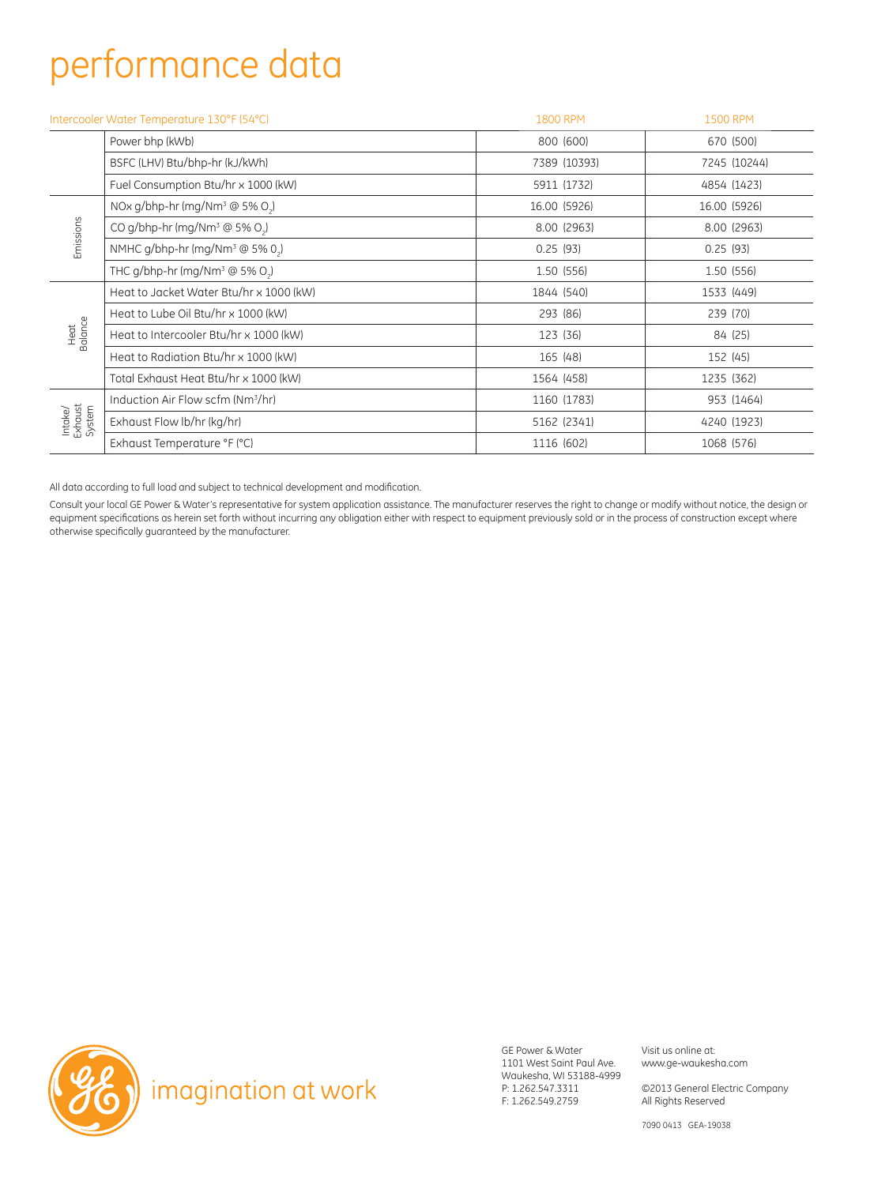# performance data

| Intercooler Water Temperature 130°F (54°C) | | 1800 RPM | 1500 RPM |
|---|---|---|---|
| | Power bhp (kWb) | 800 (600) | 670 (500) |
| | BSFC (LHV) Btu/bhp-hr (kJ/kWh) | 7389 (10393) | 7245 (10244) |
| | Fuel Consumption Btu/hr x 1000 (kW) | 5911 (1732) | 4854 (1423) |
| Emissions | NOx g/bhp-hr (mg/Nm³ @ 5% $O_2$) | 16.00 (5926) | 16.00 (5926) |
| | CO g/bhp-hr (mg/Nm³ @ 5% $O_2$) | 8.00 (2963) | 8.00 (2963) |
| | NMHC g/bhp-hr (mg/Nm³ @ 5% $O_2$) | 0.25 (93) | 0.25 (93) |
| | THC g/bhp-hr (mg/Nm³ @ 5% $O_2$) | 1.50 (556) | 1.50 (556) |
| Heat Balance | Heat to Jacket Water Btu/hr x 1000 (kW) | 1844 (540) | 1533 (449) |
| | Heat to Lube Oil Btu/hr x 1000 (kW) | 293 (86) | 239 (70) |
| | Heat to Intercooler Btu/hr x 1000 (kW) | 123 (36) | 84 (25) |
| | Heat to Radiation Btu/hr x 1000 (kW) | 165 (48) | 152 (45) |
| | Total Exhaust Heat Btu/hr x 1000 (kW) | 1564 (458) | 1235 (362) |
| Intake/ Exhaust System | Induction Air Flow scfm (Nm³/hr) | 1160 (1783) | 953 (1464) |
| | Exhaust Flow lb/hr (kg/hr) | 5162 (2341) | 4240 (1923) |
| | Exhaust Temperature °F (°C) | 1116 (602) | 1068 (576) |

All data according to full load and subject to technical development and modification.

Consult your local GE Power & Water's representative for system application assistance. The manufacturer reserves the right to change or modify without notice, the design or equipment specifications as herein set forth without incurring any obligation either with respect to equipment previously sold or in the process of construction except where otherwise specifically guaranteed by the manufacturer.

imagination at work

GE Power & Water
1101 West Saint Paul Ave.
Waukesha, WI 53188-4999
P: 1.262.547.3311
F: 1.262.549.2759

Visit us online at:
www.ge-waukesha.com

©2013 General Electric Company
All Rights Reserved

7090 0413 GEA-19038